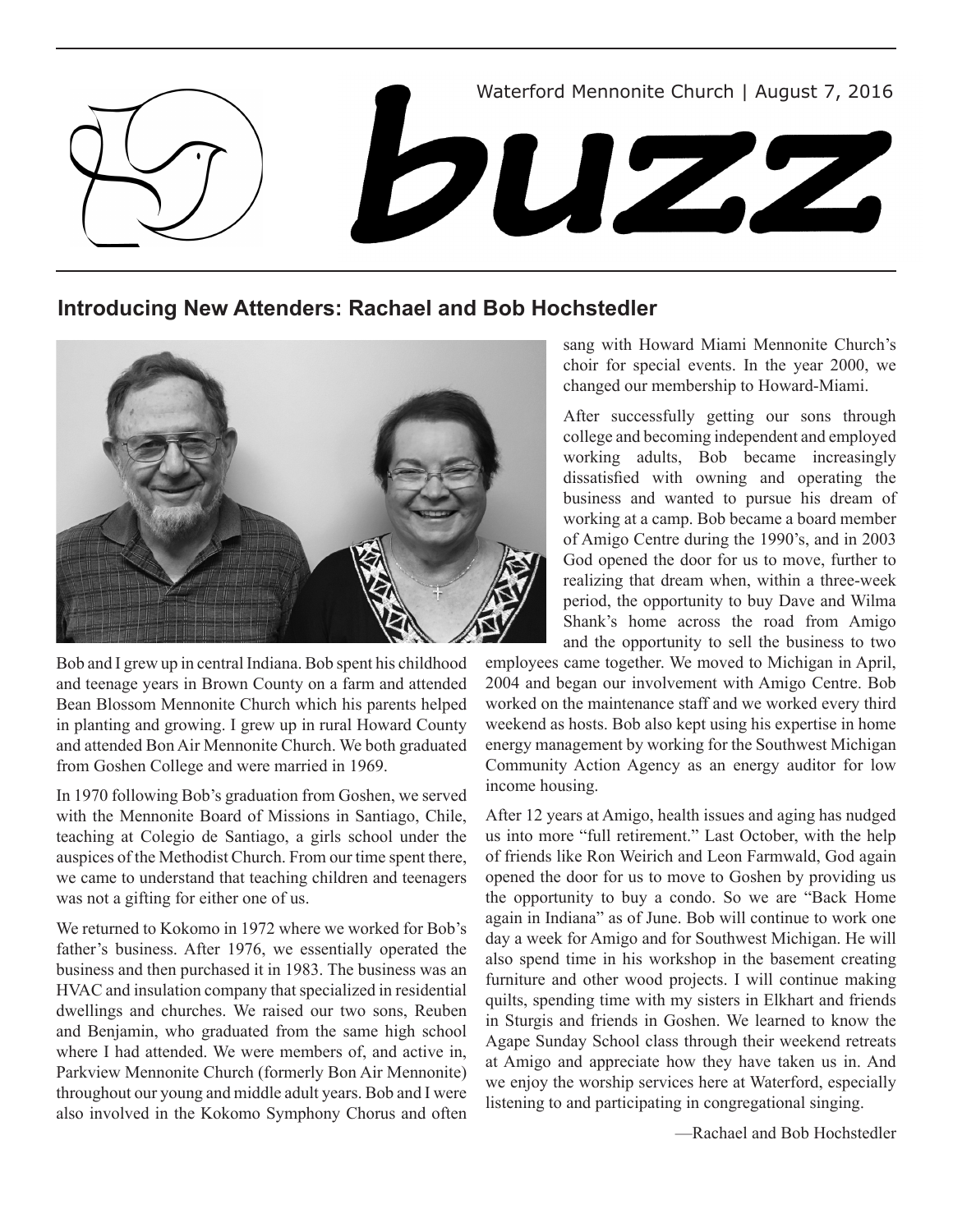Waterford Mennonite Church | August 7, 2016

# buzz

## Introducing New Attenders: Rachael and Bob Hochstedler

Bob and I grew up in central Indiana. Bob spent his childhood and teenage years in Brown County on a farm and attended Bean Blossom Mennonite Church which his parents helped in planting and growing. I grew up in rural Howard County and attended Bon Air Mennonite Church. We both graduated from Goshen College and were married in 1969.

In 1970 following Bob's graduation from Goshen, we served with the Mennonite Board of Missions in Santiago, Chile, teaching at Colegio de Santiago, a girls school under the auspices of the Methodist Church. From our time spent there, we came to understand that teaching children and teenagers was not a gifting for either one of us.

We returned to Kokomo in 1972 where we worked for Bob's father's business. After 1976, we essentially operated the business and then purchased it in 1983. The business was an HVAC and insulation company that specialized in residential dwellings and churches. We raised our two sons, Reuben and Benjamin, who graduated from the same high school where I had attended. We were members of, and active in, Parkview Mennonite Church (formerly Bon Air Mennonite) throughout our young and middle adult years. Bob and I were also involved in the Kokomo Symphony Chorus and often sang with Howard Miami Mennonite Church's choir for special events. In the year 2000, we changed our membership to Howard-Miami.

After successfully getting our sons through college and becoming independent and employed working adults, Bob became increasingly dissatisfied with owning and operating the business and wanted to pursue his dream of working at a camp. Bob became a board member of Amigo Centre during the 1990's, and in 2003 God opened the door for us to move, further to realizing that dream when, within a three-week period, the opportunity to buy Dave and Wilma Shank's home across the road from Amigo and the opportunity to sell the business to two employees came together. We moved to Michigan in April, 2004 and began our involvement with Amigo Centre. Bob worked on the maintenance staff and we worked every third weekend as hosts. Bob also kept using his expertise in home energy management by working for the Southwest Michigan Community Action Agency as an energy auditor for low income housing.

After 12 years at Amigo, health issues and aging has nudged us into more "full retirement." Last October, with the help of friends like Ron Weirich and Leon Farmwald, God again opened the door for us to move to Goshen by providing us the opportunity to buy a condo. So we are "Back Home again in Indiana" as of June. Bob will continue to work one day a week for Amigo and for Southwest Michigan. He will also spend time in his workshop in the basement creating furniture and other wood projects. I will continue making quilts, spending time with my sisters in Elkhart and friends in Sturgis and friends in Goshen. We learned to know the Agape Sunday School class through their weekend retreats at Amigo and appreciate how they have taken us in. And we enjoy the worship services here at Waterford, especially listening to and participating in congregational singing.

—Rachael and Bob Hochstedler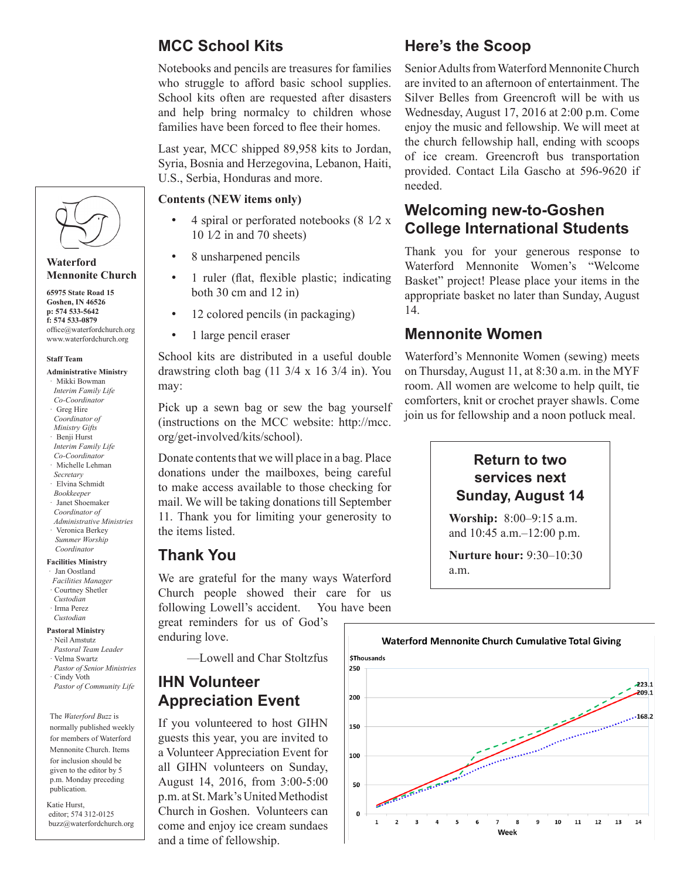## MCC School Kits

Notebooks and pencils are treasures for families who struggle to afford basic school supplies. School kits often are requested after disasters and help bring normalcy to children whose families have been forced to flee their homes.

Last year, MCC shipped 89,958 kits to Jordan, Syria, Bosnia and Herzegovina, Lebanon, Haiti, U.S., Serbia, Honduras and more.

**Contents (NEW items only)**

- 4 spiral or perforated notebooks (8 1⁄2 x 10 1⁄2 in and 70 sheets)
- 8 unsharpened pencils
- 1 ruler (flat, flexible plastic; indicating both 30 cm and 12 in)
- 12 colored pencils (in packaging)
- 1 large pencil eraser

School kits are distributed in a useful double drawstring cloth bag (11 3/4 x 16 3/4 in). You may:

Pick up a sewn bag or sew the bag yourself (instructions on the MCC website: http://mcc.org/get-involved/kits/school).

Donate contents that we will place in a bag. Place donations under the mailboxes, being careful to make access available to those checking for mail. We will be taking donations till September 11. Thank you for limiting your generosity to the items listed.

## Thank You

We are grateful for the many ways Waterford Church people showed their care for us following Lowell's accident. You have been great reminders for us of God's enduring love.

—Lowell and Char Stoltzfus

## IHN Volunteer Appreciation Event

If you volunteered to host GIHN guests this year, you are invited to a Volunteer Appreciation Event for all GIHN volunteers on Sunday, August 14, 2016, from 3:00-5:00 p.m. at St. Mark's United Methodist Church in Goshen. Volunteers can come and enjoy ice cream sundaes and a time of fellowship.

## Here's the Scoop

Senior Adults from Waterford Mennonite Church are invited to an afternoon of entertainment. The Silver Belles from Greencroft will be with us Wednesday, August 17, 2016 at 2:00 p.m. Come enjoy the music and fellowship. We will meet at the church fellowship hall, ending with scoops of ice cream. Greencroft bus transportation provided. Contact Lila Gascho at 596-9620 if needed.

## Welcoming new-to-Goshen College International Students

Thank you for your generous response to Waterford Mennonite Women's "Welcome Basket" project! Please place your items in the appropriate basket no later than Sunday, August 14.

## Mennonite Women

Waterford's Mennonite Women (sewing) meets on Thursday, August 11, at 8:30 a.m. in the MYF room. All women are welcome to help quilt, tie comforters, knit or crochet prayer shawls. Come join us for fellowship and a noon potluck meal.

### Return to two services next Sunday, August 14

**Worship:** 8:00–9:15 a.m. and 10:45 a.m.–12:00 p.m.

**Nurture hour:** 9:30–10:30 a.m.

Waterford Mennonite Church Cumulative Total Giving

$Thousands

250
200
150
100
50
0

1 2 3 4 5 6 7 8 9 10 11 12 13 14

Week

223.1
209.1
168.2

**Waterford Mennonite Church**

**65975 State Road 15**
**Goshen, IN 46526**
**p: 574 533-5642**
**f: 574 533-0879**
office@waterfordchurch.org
www.waterfordchurch.org

**Staff Team**

**Administrative Ministry**
- Mikki Bowman, *Interim Family Life Co-Coordinator*
- Greg Hire, *Coordinator of Ministry Gifts*
- Benji Hurst, *Interim Family Life Co-Coordinator*
- Michelle Lehman, *Secretary*
- Elvina Schmidt, *Bookkeeper*
- Janet Shoemaker, *Coordinator of Administrative Ministries*
- Veronica Berkey, *Summer Worship Coordinator*

**Facilities Ministry**
- Jan Oostland, *Facilities Manager*
- Courtney Shetler, *Custodian*
- Irma Perez, *Custodian*

**Pastoral Ministry**
- Neil Amstutz, *Pastoral Team Leader*
- Velma Swartz, *Pastor of Senior Ministries*
- Cindy Voth, *Pastor of Community Life*

The *Waterford Buzz* is normally published weekly for members of Waterford Mennonite Church. Items for inclusion should be given to the editor by 5 p.m. Monday preceding publication.

Katie Hurst, editor; 574 312-0125
buzz@waterfordchurch.org